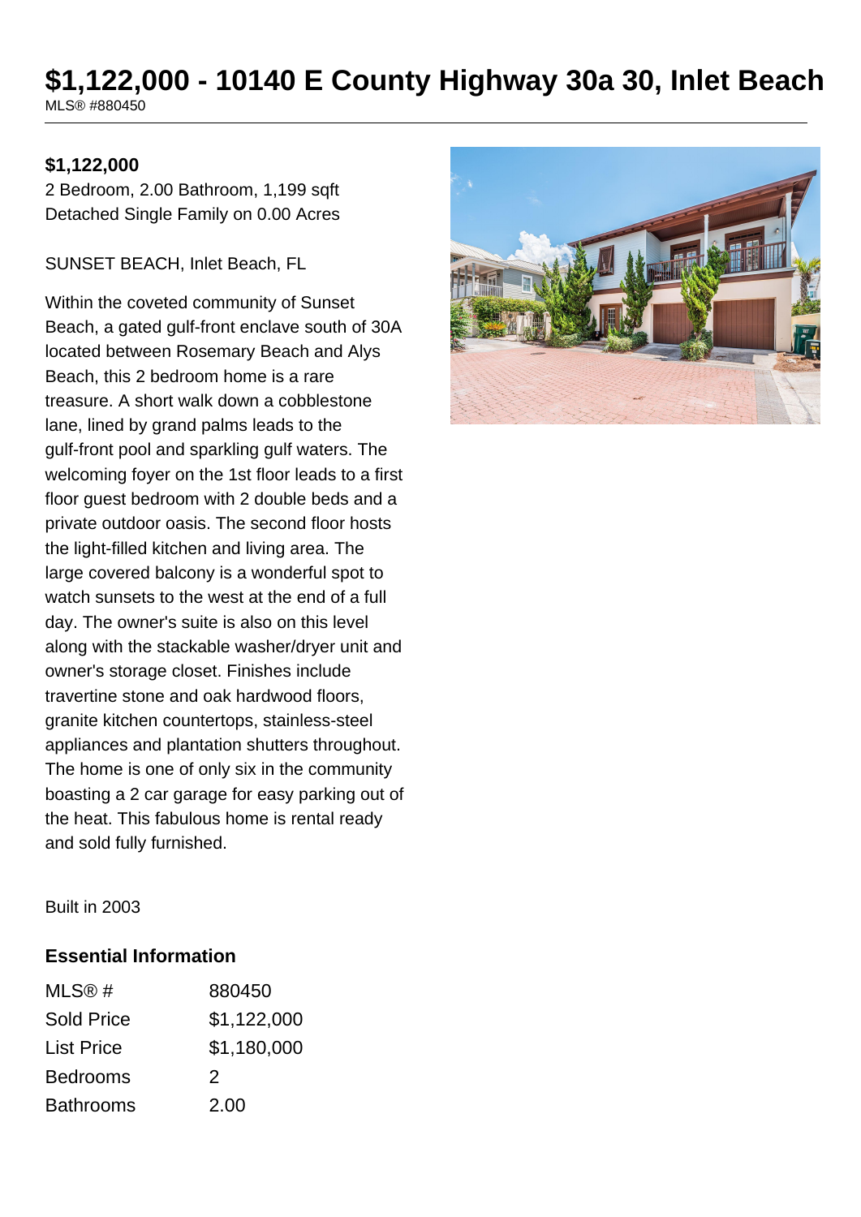# $1,122,000 - 10140 E County Highway 30a 30, Inlet Beach

MLS® #880450

**$1,122,000**

2 Bedroom, 2.00 Bathroom, 1,199 sqft
Detached Single Family on 0.00 Acres

SUNSET BEACH, Inlet Beach, FL

Within the coveted community of Sunset Beach, a gated gulf-front enclave south of 30A located between Rosemary Beach and Alys Beach, this 2 bedroom home is a rare treasure. A short walk down a cobblestone lane, lined by grand palms leads to the gulf-front pool and sparkling gulf waters. The welcoming foyer on the 1st floor leads to a first floor guest bedroom with 2 double beds and a private outdoor oasis. The second floor hosts the light-filled kitchen and living area. The large covered balcony is a wonderful spot to watch sunsets to the west at the end of a full day. The owner's suite is also on this level along with the stackable washer/dryer unit and owner's storage closet. Finishes include travertine stone and oak hardwood floors, granite kitchen countertops, stainless-steel appliances and plantation shutters throughout. The home is one of only six in the community boasting a 2 car garage for easy parking out of the heat. This fabulous home is rental ready and sold fully furnished.

Built in 2003

## Essential Information

| | |
|---|---|
| MLS® # | 880450 |
| Sold Price | $1,122,000 |
| List Price | $1,180,000 |
| Bedrooms | 2 |
| Bathrooms | 2.00 |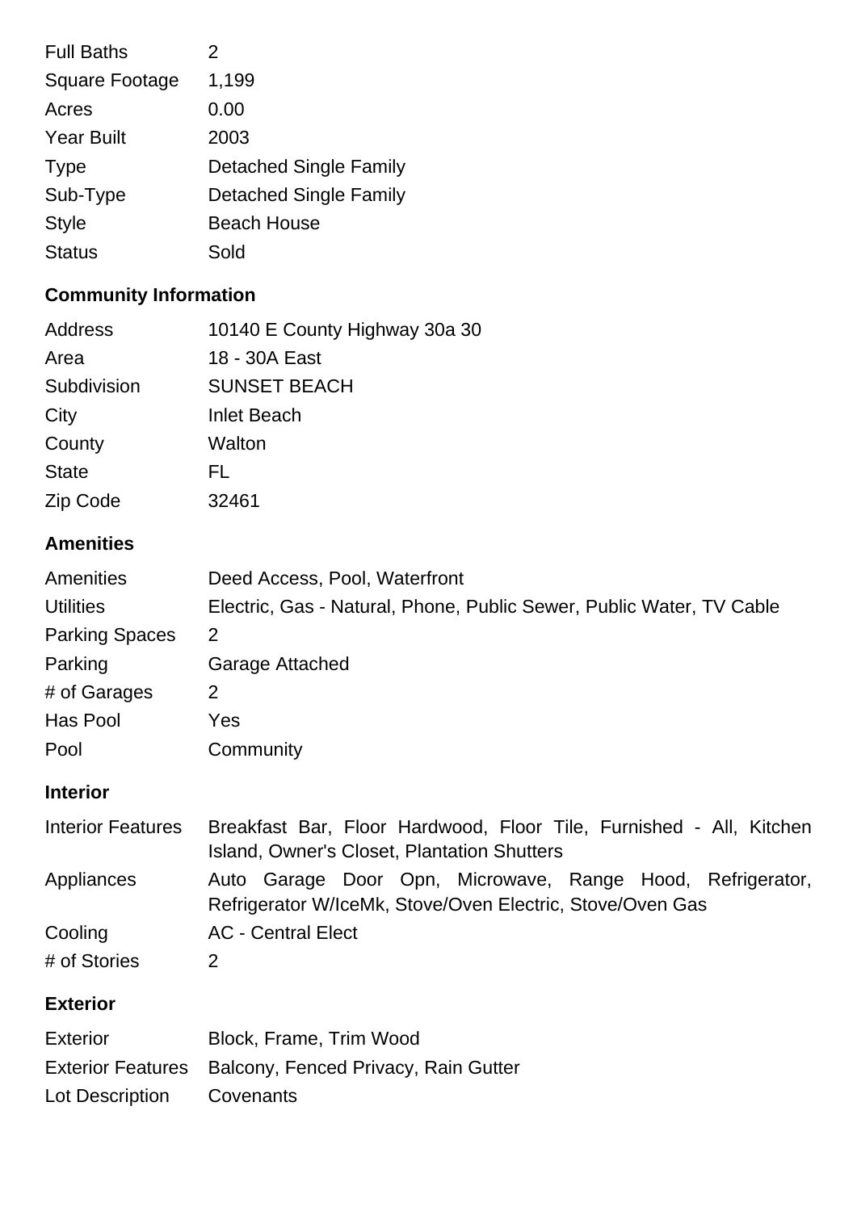| | |
|---|---|
| Full Baths | 2 |
| Square Footage | 1,199 |
| Acres | 0.00 |
| Year Built | 2003 |
| Type | Detached Single Family |
| Sub-Type | Detached Single Family |
| Style | Beach House |
| Status | Sold |

## Community Information

| | |
|---|---|
| Address | 10140 E County Highway 30a 30 |
| Area | 18 - 30A East |
| Subdivision | SUNSET BEACH |
| City | Inlet Beach |
| County | Walton |
| State | FL |
| Zip Code | 32461 |

## Amenities

| | |
|---|---|
| Amenities | Deed Access, Pool, Waterfront |
| Utilities | Electric, Gas - Natural, Phone, Public Sewer, Public Water, TV Cable |
| Parking Spaces | 2 |
| Parking | Garage Attached |
| # of Garages | 2 |
| Has Pool | Yes |
| Pool | Community |

## Interior

| | |
|---|---|
| Interior Features | Breakfast Bar, Floor Hardwood, Floor Tile, Furnished - All, Kitchen Island, Owner's Closet, Plantation Shutters |
| Appliances | Auto Garage Door Opn, Microwave, Range Hood, Refrigerator, Refrigerator W/IceMk, Stove/Oven Electric, Stove/Oven Gas |
| Cooling | AC - Central Elect |
| # of Stories | 2 |

## Exterior

| | |
|---|---|
| Exterior | Block, Frame, Trim Wood |
| Exterior Features | Balcony, Fenced Privacy, Rain Gutter |
| Lot Description | Covenants |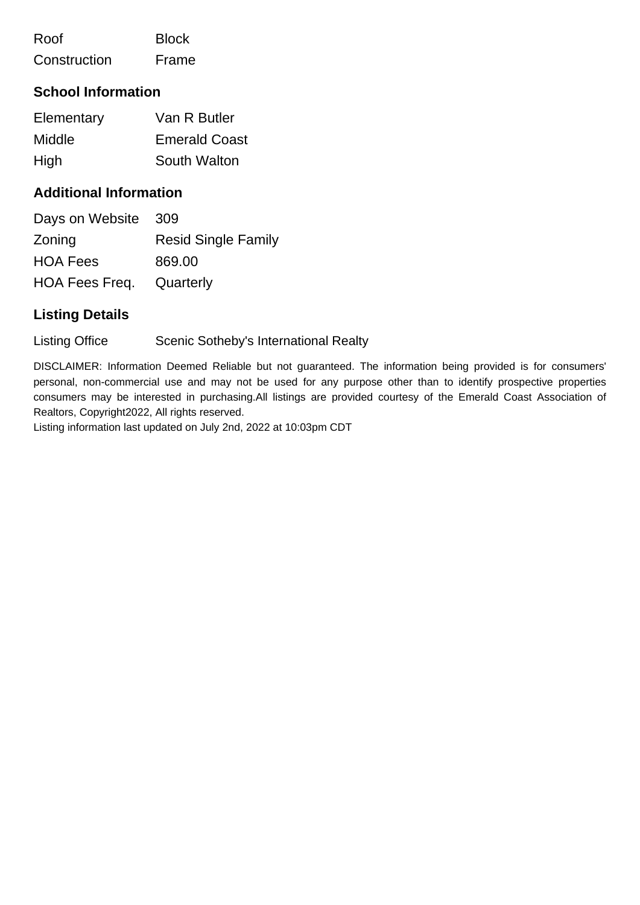| | |
|---|---|
| Roof | Block |
| Construction | Frame |

## School Information

| | |
|---|---|
| Elementary | Van R Butler |
| Middle | Emerald Coast |
| High | South Walton |

## Additional Information

| | |
|---|---|
| Days on Website | 309 |
| Zoning | Resid Single Family |
| HOA Fees | 869.00 |
| HOA Fees Freq. | Quarterly |

## Listing Details

| | |
|---|---|
| Listing Office | Scenic Sotheby's International Realty |

DISCLAIMER: Information Deemed Reliable but not guaranteed. The information being provided is for consumers' personal, non-commercial use and may not be used for any purpose other than to identify prospective properties consumers may be interested in purchasing.All listings are provided courtesy of the Emerald Coast Association of Realtors, Copyright2022, All rights reserved.

Listing information last updated on July 2nd, 2022 at 10:03pm CDT